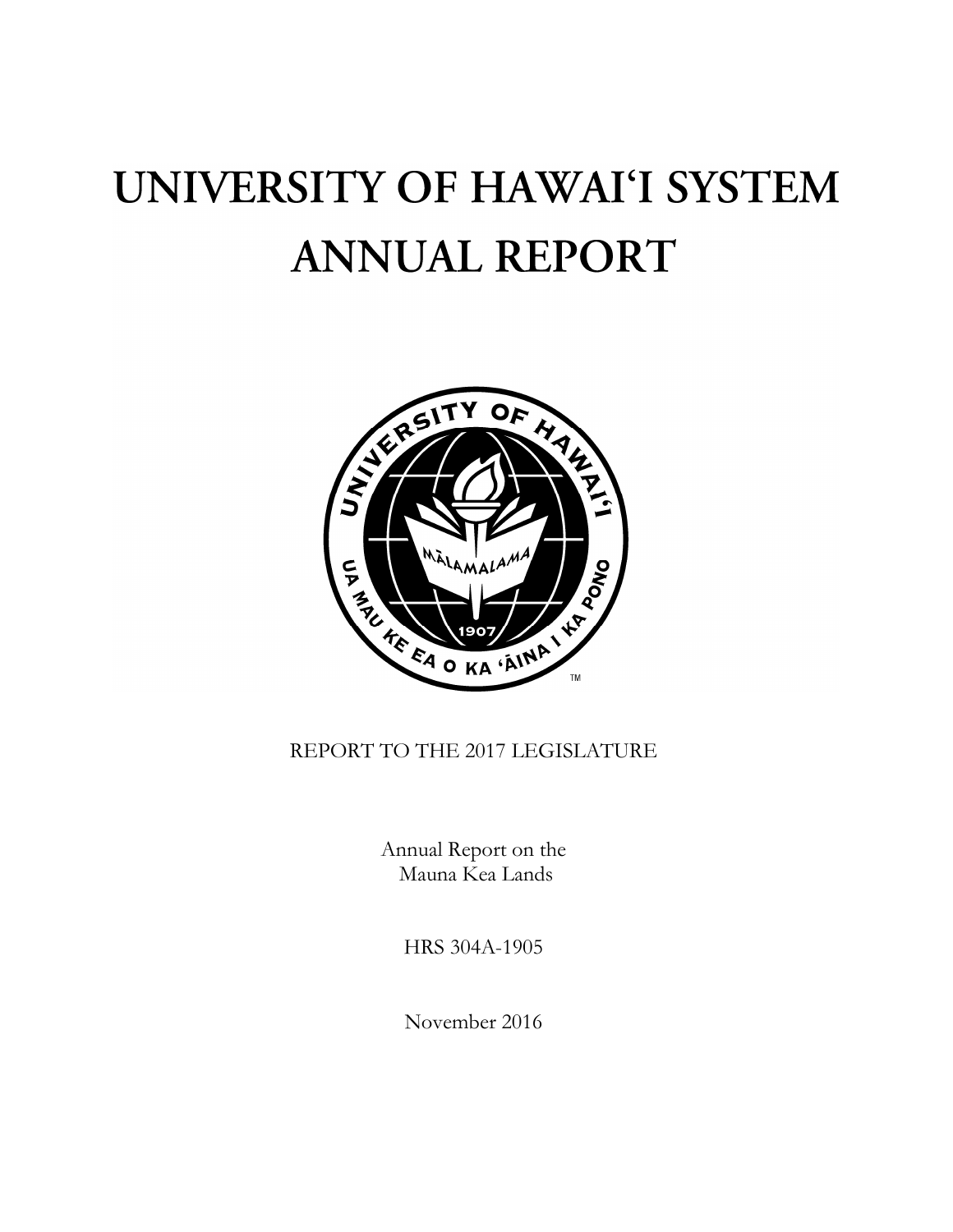# UNIVERSITY OF HAWAI'I SYSTEM ANNUAL REPORT

REPORT TO THE 2017 LEGISLATURE

Annual Report on the
Mauna Kea Lands

HRS 304A-1905

November 2016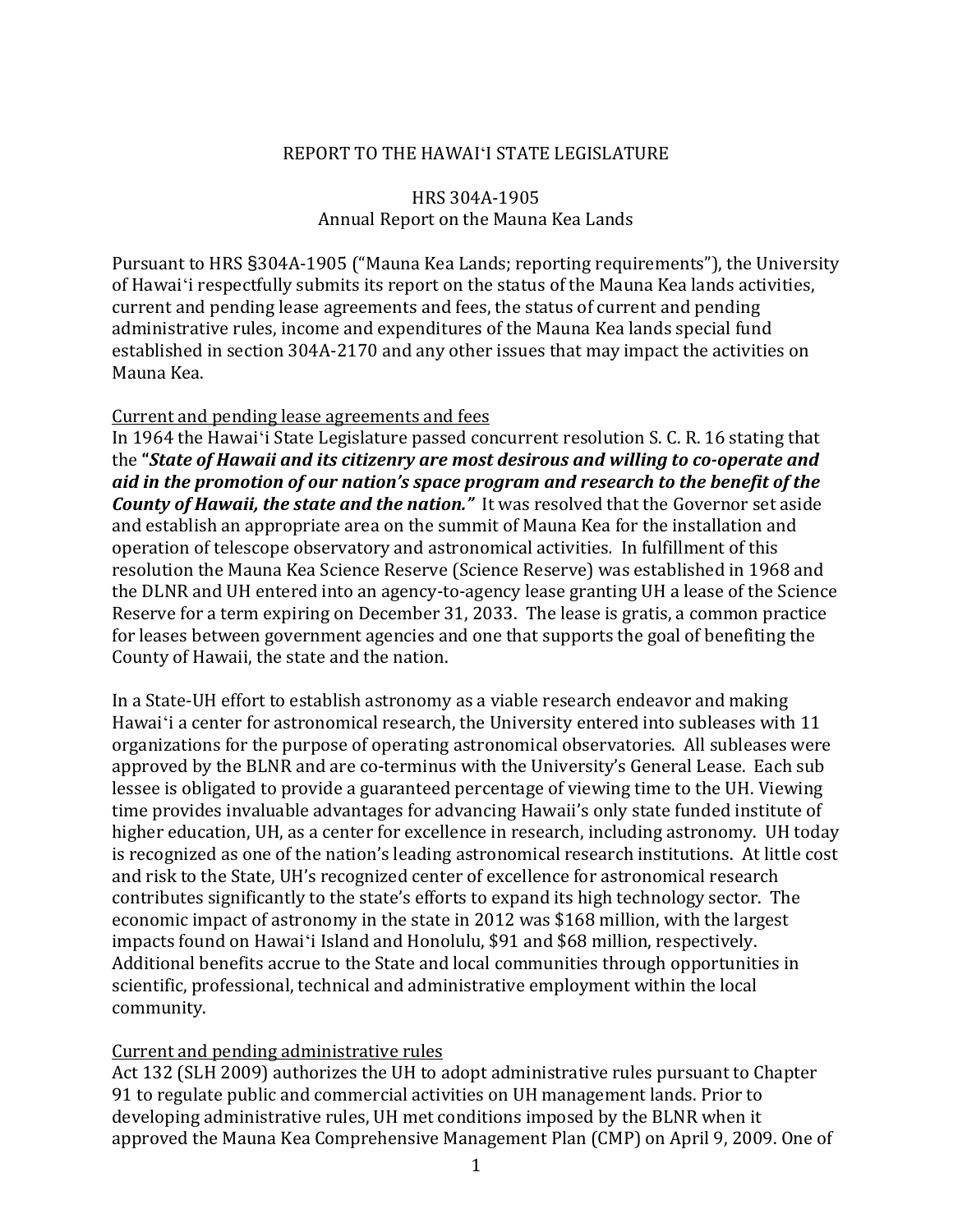REPORT TO THE HAWAIʻI STATE LEGISLATURE

HRS 304A-1905
Annual Report on the Mauna Kea Lands

Pursuant to HRS §304A-1905 ("Mauna Kea Lands; reporting requirements"), the University of Hawaiʻi respectfully submits its report on the status of the Mauna Kea lands activities, current and pending lease agreements and fees, the status of current and pending administrative rules, income and expenditures of the Mauna Kea lands special fund established in section 304A-2170 and any other issues that may impact the activities on Mauna Kea.

Current and pending lease agreements and fees

In 1964 the Hawaiʻi State Legislature passed concurrent resolution S. C. R. 16 stating that the **"*State of Hawaii and its citizenry are most desirous and willing to co-operate and aid in the promotion of our nation's space program and research to the benefit of the County of Hawaii, the state and the nation.*"** It was resolved that the Governor set aside and establish an appropriate area on the summit of Mauna Kea for the installation and operation of telescope observatory and astronomical activities. In fulfillment of this resolution the Mauna Kea Science Reserve (Science Reserve) was established in 1968 and the DLNR and UH entered into an agency-to-agency lease granting UH a lease of the Science Reserve for a term expiring on December 31, 2033. The lease is gratis, a common practice for leases between government agencies and one that supports the goal of benefiting the County of Hawaii, the state and the nation.

In a State-UH effort to establish astronomy as a viable research endeavor and making Hawaiʻi a center for astronomical research, the University entered into subleases with 11 organizations for the purpose of operating astronomical observatories. All subleases were approved by the BLNR and are co-terminus with the University's General Lease. Each sub lessee is obligated to provide a guaranteed percentage of viewing time to the UH. Viewing time provides invaluable advantages for advancing Hawaii's only state funded institute of higher education, UH, as a center for excellence in research, including astronomy. UH today is recognized as one of the nation's leading astronomical research institutions. At little cost and risk to the State, UH's recognized center of excellence for astronomical research contributes significantly to the state's efforts to expand its high technology sector. The economic impact of astronomy in the state in 2012 was $168 million, with the largest impacts found on Hawaiʻi Island and Honolulu, $91 and $68 million, respectively. Additional benefits accrue to the State and local communities through opportunities in scientific, professional, technical and administrative employment within the local community.

Current and pending administrative rules

Act 132 (SLH 2009) authorizes the UH to adopt administrative rules pursuant to Chapter 91 to regulate public and commercial activities on UH management lands. Prior to developing administrative rules, UH met conditions imposed by the BLNR when it approved the Mauna Kea Comprehensive Management Plan (CMP) on April 9, 2009. One of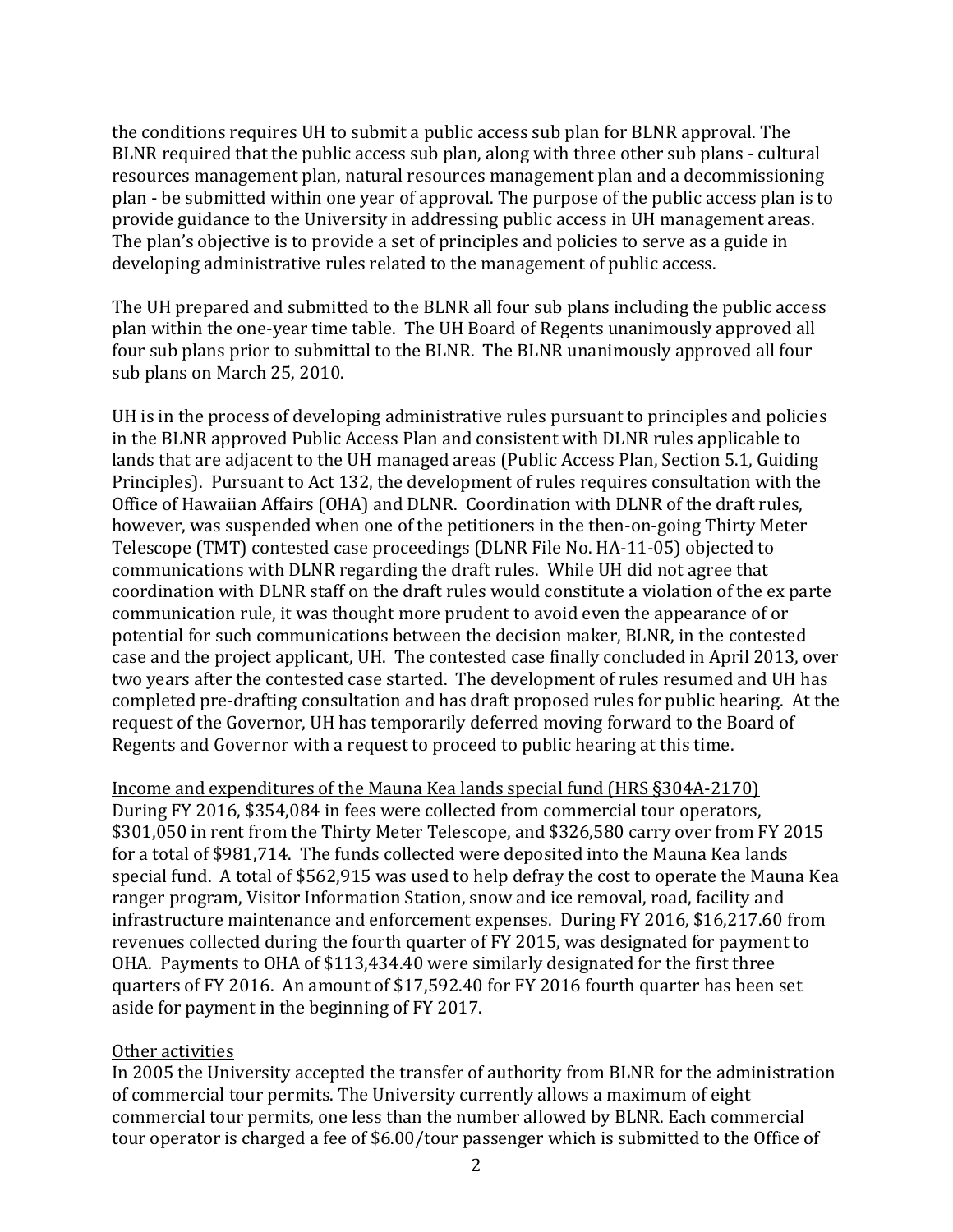the conditions requires UH to submit a public access sub plan for BLNR approval. The BLNR required that the public access sub plan, along with three other sub plans - cultural resources management plan, natural resources management plan and a decommissioning plan - be submitted within one year of approval. The purpose of the public access plan is to provide guidance to the University in addressing public access in UH management areas. The plan's objective is to provide a set of principles and policies to serve as a guide in developing administrative rules related to the management of public access.

The UH prepared and submitted to the BLNR all four sub plans including the public access plan within the one-year time table. The UH Board of Regents unanimously approved all four sub plans prior to submittal to the BLNR. The BLNR unanimously approved all four sub plans on March 25, 2010.

UH is in the process of developing administrative rules pursuant to principles and policies in the BLNR approved Public Access Plan and consistent with DLNR rules applicable to lands that are adjacent to the UH managed areas (Public Access Plan, Section 5.1, Guiding Principles). Pursuant to Act 132, the development of rules requires consultation with the Office of Hawaiian Affairs (OHA) and DLNR. Coordination with DLNR of the draft rules, however, was suspended when one of the petitioners in the then-on-going Thirty Meter Telescope (TMT) contested case proceedings (DLNR File No. HA-11-05) objected to communications with DLNR regarding the draft rules. While UH did not agree that coordination with DLNR staff on the draft rules would constitute a violation of the ex parte communication rule, it was thought more prudent to avoid even the appearance of or potential for such communications between the decision maker, BLNR, in the contested case and the project applicant, UH. The contested case finally concluded in April 2013, over two years after the contested case started. The development of rules resumed and UH has completed pre-drafting consultation and has draft proposed rules for public hearing. At the request of the Governor, UH has temporarily deferred moving forward to the Board of Regents and Governor with a request to proceed to public hearing at this time.

<u>Income and expenditures of the Mauna Kea lands special fund (HRS §304A-2170)</u>

During FY 2016, $354,084 in fees were collected from commercial tour operators, $301,050 in rent from the Thirty Meter Telescope, and $326,580 carry over from FY 2015 for a total of $981,714. The funds collected were deposited into the Mauna Kea lands special fund. A total of $562,915 was used to help defray the cost to operate the Mauna Kea ranger program, Visitor Information Station, snow and ice removal, road, facility and infrastructure maintenance and enforcement expenses. During FY 2016, $16,217.60 from revenues collected during the fourth quarter of FY 2015, was designated for payment to OHA. Payments to OHA of $113,434.40 were similarly designated for the first three quarters of FY 2016. An amount of $17,592.40 for FY 2016 fourth quarter has been set aside for payment in the beginning of FY 2017.

<u>Other activities</u>

In 2005 the University accepted the transfer of authority from BLNR for the administration of commercial tour permits. The University currently allows a maximum of eight commercial tour permits, one less than the number allowed by BLNR. Each commercial tour operator is charged a fee of $6.00/tour passenger which is submitted to the Office of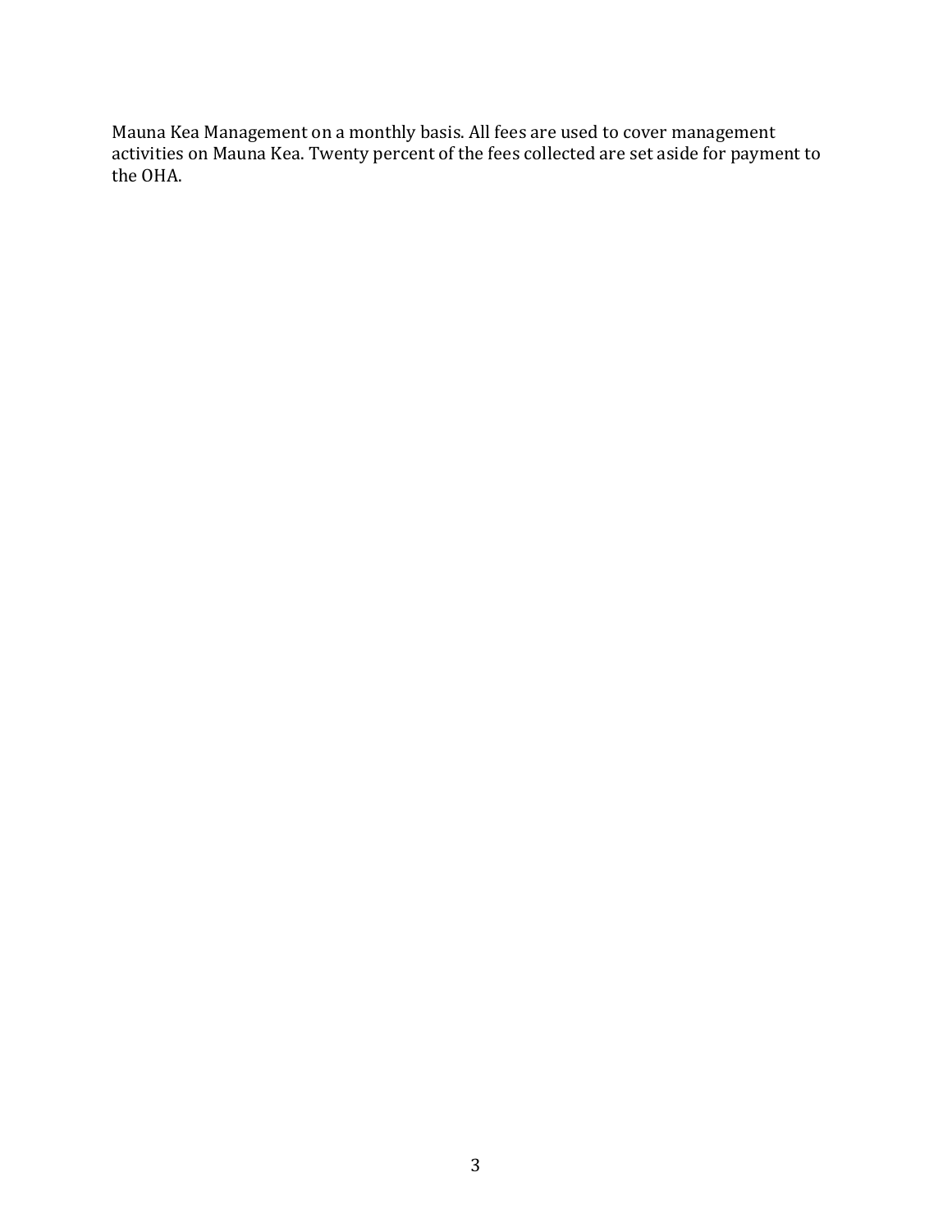Mauna Kea Management on a monthly basis. All fees are used to cover management activities on Mauna Kea. Twenty percent of the fees collected are set aside for payment to the OHA.